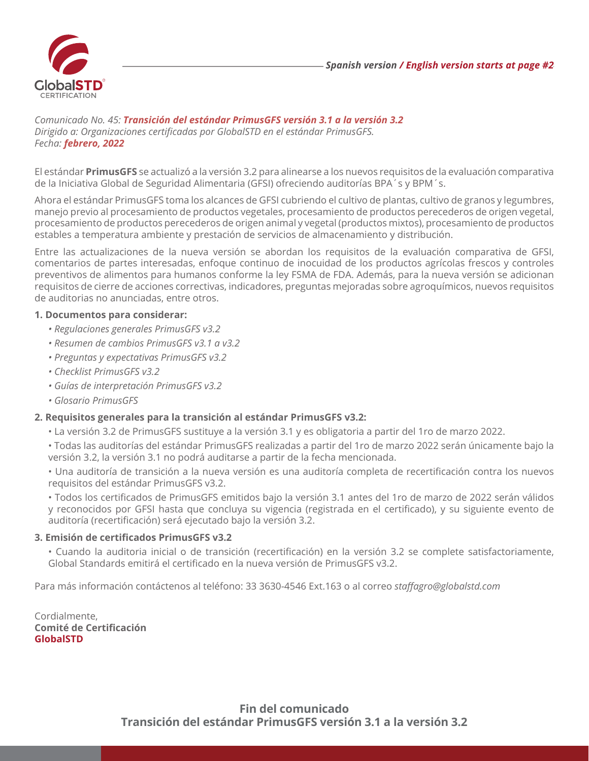*Spanish version / English version starts at page #2*

*Comunicado No. 45: **Transición del estándar PrimusGFS versión 3.1 a la versión 3.2***
*Dirigido a: Organizaciones certificadas por GlobalSTD en el estándar PrimusGFS.*
*Fecha: **febrero, 2022***

El estándar **PrimusGFS** se actualizó a la versión 3.2 para alinearse a los nuevos requisitos de la evaluación comparativa de la Iniciativa Global de Seguridad Alimentaria (GFSI) ofreciendo auditorías BPA´s y BPM´s.

Ahora el estándar PrimusGFS toma los alcances de GFSI cubriendo el cultivo de plantas, cultivo de granos y legumbres, manejo previo al procesamiento de productos vegetales, procesamiento de productos perecederos de origen vegetal, procesamiento de productos perecederos de origen animal y vegetal (productos mixtos), procesamiento de productos estables a temperatura ambiente y prestación de servicios de almacenamiento y distribución.

Entre las actualizaciones de la nueva versión se abordan los requisitos de la evaluación comparativa de GFSI, comentarios de partes interesadas, enfoque continuo de inocuidad de los productos agrícolas frescos y controles preventivos de alimentos para humanos conforme la ley FSMA de FDA. Además, para la nueva versión se adicionan requisitos de cierre de acciones correctivas, indicadores, preguntas mejoradas sobre agroquímicos, nuevos requisitos de auditorias no anunciadas, entre otros.

**1. Documentos para considerar:**

- *Regulaciones generales PrimusGFS v3.2*
- *Resumen de cambios PrimusGFS v3.1 a v3.2*
- *Preguntas y expectativas PrimusGFS v3.2*
- *Checklist PrimusGFS v3.2*
- *Guías de interpretación PrimusGFS v3.2*
- *Glosario PrimusGFS*

**2. Requisitos generales para la transición al estándar PrimusGFS v3.2:**

- La versión 3.2 de PrimusGFS sustituye a la versión 3.1 y es obligatoria a partir del 1ro de marzo 2022.
- Todas las auditorías del estándar PrimusGFS realizadas a partir del 1ro de marzo 2022 serán únicamente bajo la versión 3.2, la versión 3.1 no podrá auditarse a partir de la fecha mencionada.
- Una auditoría de transición a la nueva versión es una auditoría completa de recertificación contra los nuevos requisitos del estándar PrimusGFS v3.2.
- Todos los certificados de PrimusGFS emitidos bajo la versión 3.1 antes del 1ro de marzo de 2022 serán válidos y reconocidos por GFSI hasta que concluya su vigencia (registrada en el certificado), y su siguiente evento de auditoría (recertificación) será ejecutado bajo la versión 3.2.

**3. Emisión de certificados PrimusGFS v3.2**

- Cuando la auditoria inicial o de transición (recertificación) en la versión 3.2 se complete satisfactoriamente, Global Standards emitirá el certificado en la nueva versión de PrimusGFS v3.2.

Para más información contáctenos al teléfono: 33 3630-4546 Ext.163 o al correo *staffagro@globalstd.com*

Cordialmente,
**Comité de Certificación**
**GlobalSTD**

**Fin del comunicado**
**Transición del estándar PrimusGFS versión 3.1 a la versión 3.2**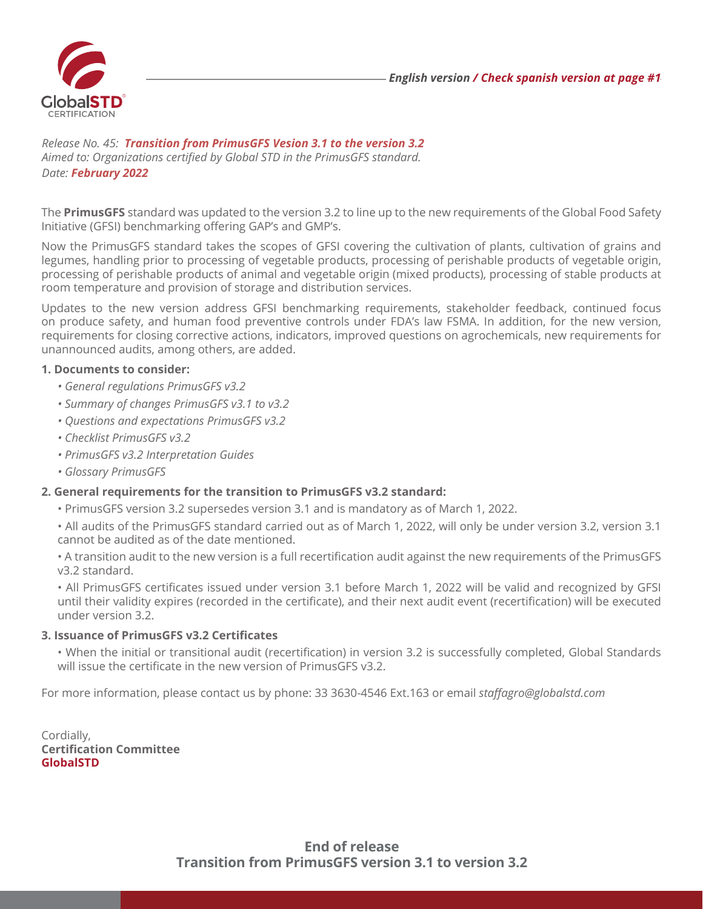*English version / Check spanish version at page #1*

*Release No. 45:* ***Transition from PrimusGFS Vesion 3.1 to the version 3.2***
*Aimed to: Organizations certified by Global STD in the PrimusGFS standard.*
*Date:* ***February 2022***

The **PrimusGFS** standard was updated to the version 3.2 to line up to the new requirements of the Global Food Safety Initiative (GFSI) benchmarking offering GAP's and GMP's.

Now the PrimusGFS standard takes the scopes of GFSI covering the cultivation of plants, cultivation of grains and legumes, handling prior to processing of vegetable products, processing of perishable products of vegetable origin, processing of perishable products of animal and vegetable origin (mixed products), processing of stable products at room temperature and provision of storage and distribution services.

Updates to the new version address GFSI benchmarking requirements, stakeholder feedback, continued focus on produce safety, and human food preventive controls under FDA's law FSMA. In addition, for the new version, requirements for closing corrective actions, indicators, improved questions on agrochemicals, new requirements for unannounced audits, among others, are added.

**1. Documents to consider:**

- *General regulations PrimusGFS v3.2*
- *Summary of changes PrimusGFS v3.1 to v3.2*
- *Questions and expectations PrimusGFS v3.2*
- *Checklist PrimusGFS v3.2*
- *PrimusGFS v3.2 Interpretation Guides*
- *Glossary PrimusGFS*

**2. General requirements for the transition to PrimusGFS v3.2 standard:**

- PrimusGFS version 3.2 supersedes version 3.1 and is mandatory as of March 1, 2022.
- All audits of the PrimusGFS standard carried out as of March 1, 2022, will only be under version 3.2, version 3.1 cannot be audited as of the date mentioned.
- A transition audit to the new version is a full recertification audit against the new requirements of the PrimusGFS v3.2 standard.
- All PrimusGFS certificates issued under version 3.1 before March 1, 2022 will be valid and recognized by GFSI until their validity expires (recorded in the certificate), and their next audit event (recertification) will be executed under version 3.2.

**3. Issuance of PrimusGFS v3.2 Certificates**

- When the initial or transitional audit (recertification) in version 3.2 is successfully completed, Global Standards will issue the certificate in the new version of PrimusGFS v3.2.

For more information, please contact us by phone: 33 3630-4546 Ext.163 or email *staffagro@globalstd.com*

Cordially,
**Certification Committee**
**GlobalSTD**

**End of release**
**Transition from PrimusGFS version 3.1 to version 3.2**